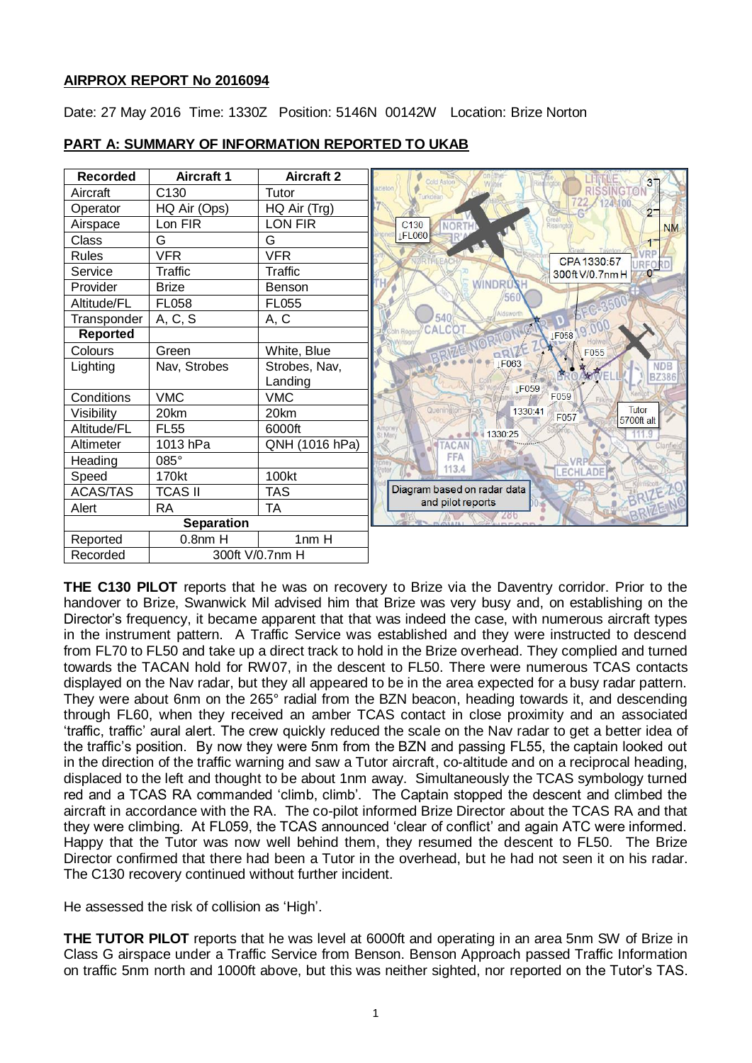## AIRPROX REPORT No 2016094

Date: 27 May 2016 Time: 1330Z Position: 5146N 00142W Location: Brize Norton

### PART A: SUMMARY OF INFORMATION REPORTED TO UKAB

| Recorded | Aircraft 1 | Aircraft 2 |
|---|---|---|
| Aircraft | C130 | Tutor |
| Operator | HQ Air (Ops) | HQ Air (Trg) |
| Airspace | Lon FIR | LON FIR |
| Class | G | G |
| Rules | VFR | VFR |
| Service | Traffic | Traffic |
| Provider | Brize | Benson |
| Altitude/FL | FL058 | FL055 |
| Transponder | A, C, S | A, C |
| **Reported** | | |
| Colours | Green | White, Blue |
| Lighting | Nav, Strobes | Strobes, Nav, Landing |
| Conditions | VMC | VMC |
| Visibility | 20km | 20km |
| Altitude/FL | FL55 | 6000ft |
| Altimeter | 1013 hPa | QNH (1016 hPa) |
| Heading | 085° | |
| Speed | 170kt | 100kt |
| ACAS/TAS | TCAS II | TAS |
| Alert | RA | TA |
| **Separation** | | |
| Reported | 0.8nm H | 1nm H |
| Recorded | 300ft V/0.7nm H | |

Diagram based on radar data and pilot reports

**THE C130 PILOT** reports that he was on recovery to Brize via the Daventry corridor. Prior to the handover to Brize, Swanwick Mil advised him that Brize was very busy and, on establishing on the Director's frequency, it became apparent that that was indeed the case, with numerous aircraft types in the instrument pattern. A Traffic Service was established and they were instructed to descend from FL70 to FL50 and take up a direct track to hold in the Brize overhead. They complied and turned towards the TACAN hold for RW07, in the descent to FL50. There were numerous TCAS contacts displayed on the Nav radar, but they all appeared to be in the area expected for a busy radar pattern. They were about 6nm on the 265° radial from the BZN beacon, heading towards it, and descending through FL60, when they received an amber TCAS contact in close proximity and an associated 'traffic, traffic' aural alert. The crew quickly reduced the scale on the Nav radar to get a better idea of the traffic's position. By now they were 5nm from the BZN and passing FL55, the captain looked out in the direction of the traffic warning and saw a Tutor aircraft, co-altitude and on a reciprocal heading, displaced to the left and thought to be about 1nm away. Simultaneously the TCAS symbology turned red and a TCAS RA commanded 'climb, climb'. The Captain stopped the descent and climbed the aircraft in accordance with the RA. The co-pilot informed Brize Director about the TCAS RA and that they were climbing. At FL059, the TCAS announced 'clear of conflict' and again ATC were informed. Happy that the Tutor was now well behind them, they resumed the descent to FL50. The Brize Director confirmed that there had been a Tutor in the overhead, but he had not seen it on his radar. The C130 recovery continued without further incident.

He assessed the risk of collision as 'High'.

**THE TUTOR PILOT** reports that he was level at 6000ft and operating in an area 5nm SW of Brize in Class G airspace under a Traffic Service from Benson. Benson Approach passed Traffic Information on traffic 5nm north and 1000ft above, but this was neither sighted, nor reported on the Tutor's TAS.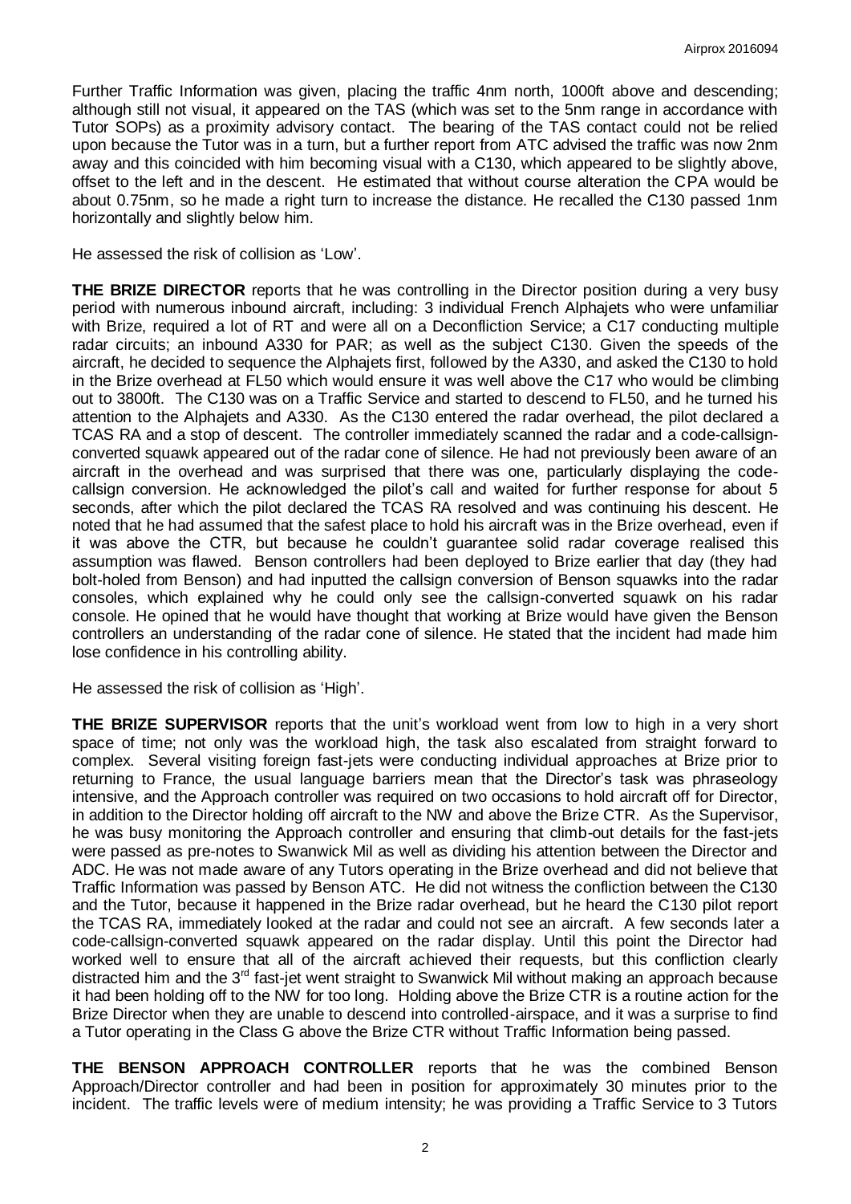Further Traffic Information was given, placing the traffic 4nm north, 1000ft above and descending; although still not visual, it appeared on the TAS (which was set to the 5nm range in accordance with Tutor SOPs) as a proximity advisory contact. The bearing of the TAS contact could not be relied upon because the Tutor was in a turn, but a further report from ATC advised the traffic was now 2nm away and this coincided with him becoming visual with a C130, which appeared to be slightly above, offset to the left and in the descent. He estimated that without course alteration the CPA would be about 0.75nm, so he made a right turn to increase the distance. He recalled the C130 passed 1nm horizontally and slightly below him.

He assessed the risk of collision as 'Low'.

**THE BRIZE DIRECTOR** reports that he was controlling in the Director position during a very busy period with numerous inbound aircraft, including: 3 individual French Alphajets who were unfamiliar with Brize, required a lot of RT and were all on a Deconfliction Service; a C17 conducting multiple radar circuits; an inbound A330 for PAR; as well as the subject C130. Given the speeds of the aircraft, he decided to sequence the Alphajets first, followed by the A330, and asked the C130 to hold in the Brize overhead at FL50 which would ensure it was well above the C17 who would be climbing out to 3800ft. The C130 was on a Traffic Service and started to descend to FL50, and he turned his attention to the Alphajets and A330. As the C130 entered the radar overhead, the pilot declared a TCAS RA and a stop of descent. The controller immediately scanned the radar and a code-callsign-converted squawk appeared out of the radar cone of silence. He had not previously been aware of an aircraft in the overhead and was surprised that there was one, particularly displaying the code-callsign conversion. He acknowledged the pilot's call and waited for further response for about 5 seconds, after which the pilot declared the TCAS RA resolved and was continuing his descent. He noted that he had assumed that the safest place to hold his aircraft was in the Brize overhead, even if it was above the CTR, but because he couldn't guarantee solid radar coverage realised this assumption was flawed. Benson controllers had been deployed to Brize earlier that day (they had bolt-holed from Benson) and had inputted the callsign conversion of Benson squawks into the radar consoles, which explained why he could only see the callsign-converted squawk on his radar console. He opined that he would have thought that working at Brize would have given the Benson controllers an understanding of the radar cone of silence. He stated that the incident had made him lose confidence in his controlling ability.

He assessed the risk of collision as 'High'.

**THE BRIZE SUPERVISOR** reports that the unit's workload went from low to high in a very short space of time; not only was the workload high, the task also escalated from straight forward to complex. Several visiting foreign fast-jets were conducting individual approaches at Brize prior to returning to France, the usual language barriers mean that the Director's task was phraseology intensive, and the Approach controller was required on two occasions to hold aircraft off for Director, in addition to the Director holding off aircraft to the NW and above the Brize CTR. As the Supervisor, he was busy monitoring the Approach controller and ensuring that climb-out details for the fast-jets were passed as pre-notes to Swanwick Mil as well as dividing his attention between the Director and ADC. He was not made aware of any Tutors operating in the Brize overhead and did not believe that Traffic Information was passed by Benson ATC. He did not witness the confliction between the C130 and the Tutor, because it happened in the Brize radar overhead, but he heard the C130 pilot report the TCAS RA, immediately looked at the radar and could not see an aircraft. A few seconds later a code-callsign-converted squawk appeared on the radar display. Until this point the Director had worked well to ensure that all of the aircraft achieved their requests, but this confliction clearly distracted him and the 3rd fast-jet went straight to Swanwick Mil without making an approach because it had been holding off to the NW for too long. Holding above the Brize CTR is a routine action for the Brize Director when they are unable to descend into controlled-airspace, and it was a surprise to find a Tutor operating in the Class G above the Brize CTR without Traffic Information being passed.

**THE BENSON APPROACH CONTROLLER** reports that he was the combined Benson Approach/Director controller and had been in position for approximately 30 minutes prior to the incident. The traffic levels were of medium intensity; he was providing a Traffic Service to 3 Tutors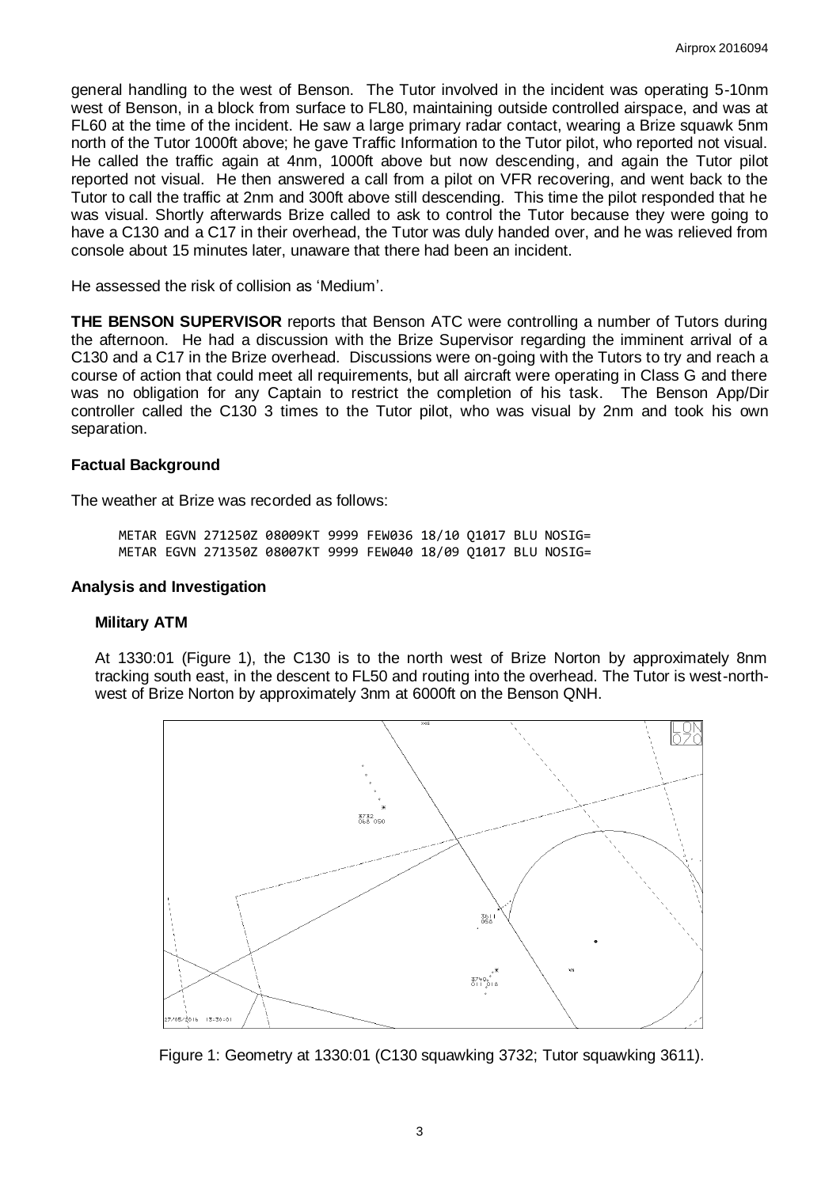general handling to the west of Benson. The Tutor involved in the incident was operating 5-10nm west of Benson, in a block from surface to FL80, maintaining outside controlled airspace, and was at FL60 at the time of the incident. He saw a large primary radar contact, wearing a Brize squawk 5nm north of the Tutor 1000ft above; he gave Traffic Information to the Tutor pilot, who reported not visual. He called the traffic again at 4nm, 1000ft above but now descending, and again the Tutor pilot reported not visual. He then answered a call from a pilot on VFR recovering, and went back to the Tutor to call the traffic at 2nm and 300ft above still descending. This time the pilot responded that he was visual. Shortly afterwards Brize called to ask to control the Tutor because they were going to have a C130 and a C17 in their overhead, the Tutor was duly handed over, and he was relieved from console about 15 minutes later, unaware that there had been an incident.

He assessed the risk of collision as 'Medium'.

**THE BENSON SUPERVISOR** reports that Benson ATC were controlling a number of Tutors during the afternoon. He had a discussion with the Brize Supervisor regarding the imminent arrival of a C130 and a C17 in the Brize overhead. Discussions were on-going with the Tutors to try and reach a course of action that could meet all requirements, but all aircraft were operating in Class G and there was no obligation for any Captain to restrict the completion of his task. The Benson App/Dir controller called the C130 3 times to the Tutor pilot, who was visual by 2nm and took his own separation.

### Factual Background

The weather at Brize was recorded as follows:

```
METAR EGVN 271250Z 08009KT 9999 FEW036 18/10 Q1017 BLU NOSIG=
METAR EGVN 271350Z 08007KT 9999 FEW040 18/09 Q1017 BLU NOSIG=
```

### Analysis and Investigation

#### Military ATM

At 1330:01 (Figure 1), the C130 is to the north west of Brize Norton by approximately 8nm tracking south east, in the descent to FL50 and routing into the overhead. The Tutor is west-north-west of Brize Norton by approximately 3nm at 6000ft on the Benson QNH.

Figure 1: Geometry at 1330:01 (C130 squawking 3732; Tutor squawking 3611).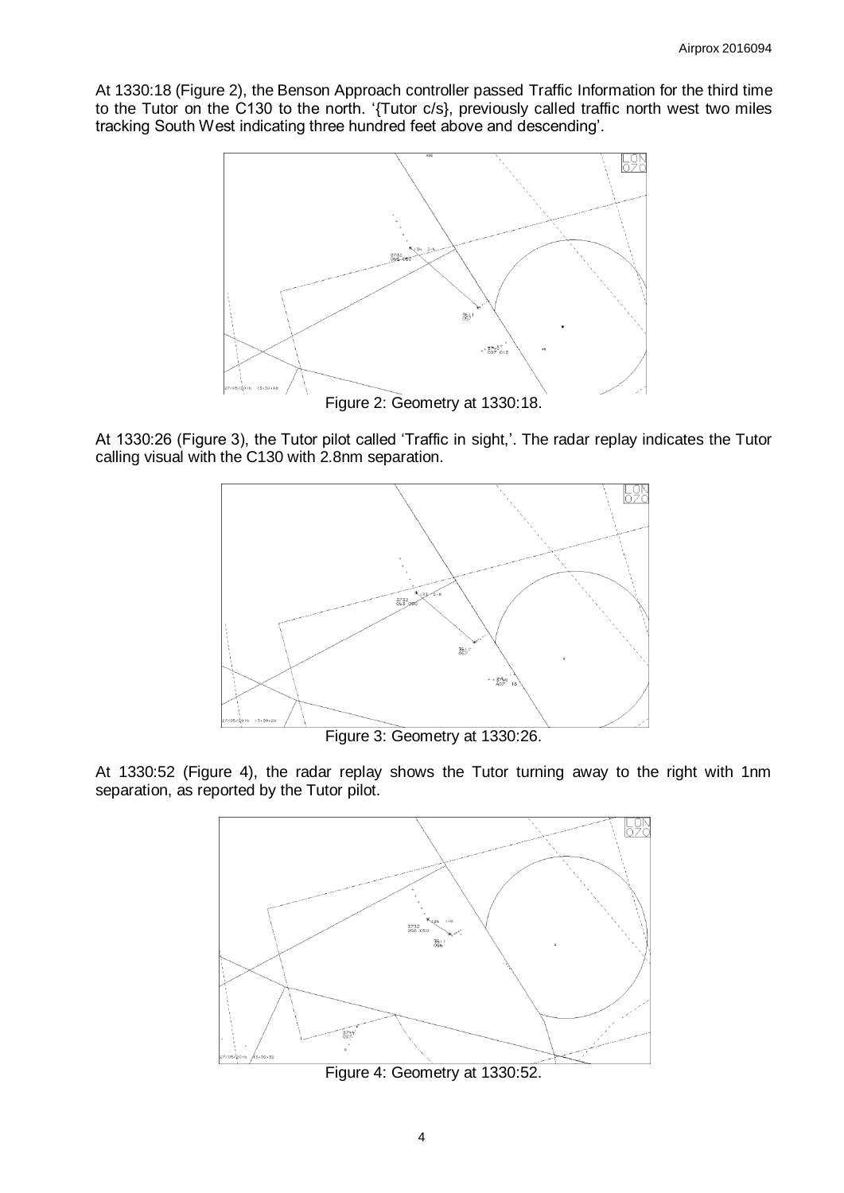At 1330:18 (Figure 2), the Benson Approach controller passed Traffic Information for the third time to the Tutor on the C130 to the north. '{Tutor c/s}, previously called traffic north west two miles tracking South West indicating three hundred feet above and descending'.

Figure 2: Geometry at 1330:18.

At 1330:26 (Figure 3), the Tutor pilot called 'Traffic in sight,'. The radar replay indicates the Tutor calling visual with the C130 with 2.8nm separation.

Figure 3: Geometry at 1330:26.

At 1330:52 (Figure 4), the radar replay shows the Tutor turning away to the right with 1nm separation, as reported by the Tutor pilot.

Figure 4: Geometry at 1330:52.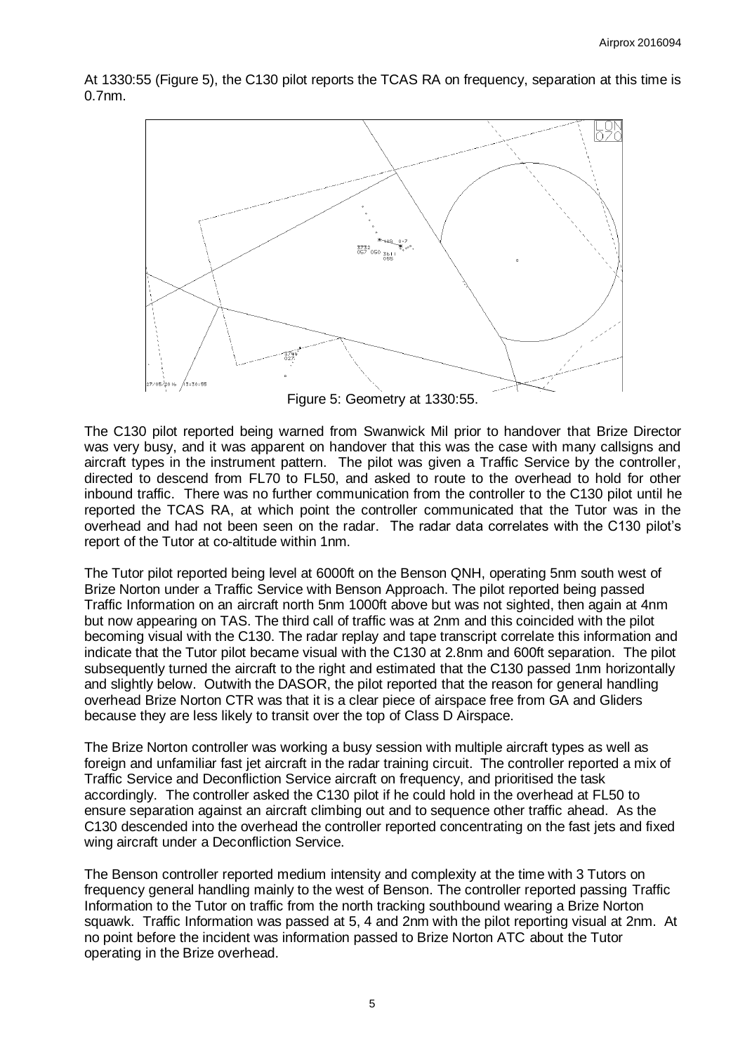At 1330:55 (Figure 5), the C130 pilot reports the TCAS RA on frequency, separation at this time is 0.7nm.

Figure 5: Geometry at 1330:55.

The C130 pilot reported being warned from Swanwick Mil prior to handover that Brize Director was very busy, and it was apparent on handover that this was the case with many callsigns and aircraft types in the instrument pattern. The pilot was given a Traffic Service by the controller, directed to descend from FL70 to FL50, and asked to route to the overhead to hold for other inbound traffic. There was no further communication from the controller to the C130 pilot until he reported the TCAS RA, at which point the controller communicated that the Tutor was in the overhead and had not been seen on the radar. The radar data correlates with the C130 pilot's report of the Tutor at co-altitude within 1nm.

The Tutor pilot reported being level at 6000ft on the Benson QNH, operating 5nm south west of Brize Norton under a Traffic Service with Benson Approach. The pilot reported being passed Traffic Information on an aircraft north 5nm 1000ft above but was not sighted, then again at 4nm but now appearing on TAS. The third call of traffic was at 2nm and this coincided with the pilot becoming visual with the C130. The radar replay and tape transcript correlate this information and indicate that the Tutor pilot became visual with the C130 at 2.8nm and 600ft separation. The pilot subsequently turned the aircraft to the right and estimated that the C130 passed 1nm horizontally and slightly below. Outwith the DASOR, the pilot reported that the reason for general handling overhead Brize Norton CTR was that it is a clear piece of airspace free from GA and Gliders because they are less likely to transit over the top of Class D Airspace.

The Brize Norton controller was working a busy session with multiple aircraft types as well as foreign and unfamiliar fast jet aircraft in the radar training circuit. The controller reported a mix of Traffic Service and Deconfliction Service aircraft on frequency, and prioritised the task accordingly. The controller asked the C130 pilot if he could hold in the overhead at FL50 to ensure separation against an aircraft climbing out and to sequence other traffic ahead. As the C130 descended into the overhead the controller reported concentrating on the fast jets and fixed wing aircraft under a Deconfliction Service.

The Benson controller reported medium intensity and complexity at the time with 3 Tutors on frequency general handling mainly to the west of Benson. The controller reported passing Traffic Information to the Tutor on traffic from the north tracking southbound wearing a Brize Norton squawk. Traffic Information was passed at 5, 4 and 2nm with the pilot reporting visual at 2nm. At no point before the incident was information passed to Brize Norton ATC about the Tutor operating in the Brize overhead.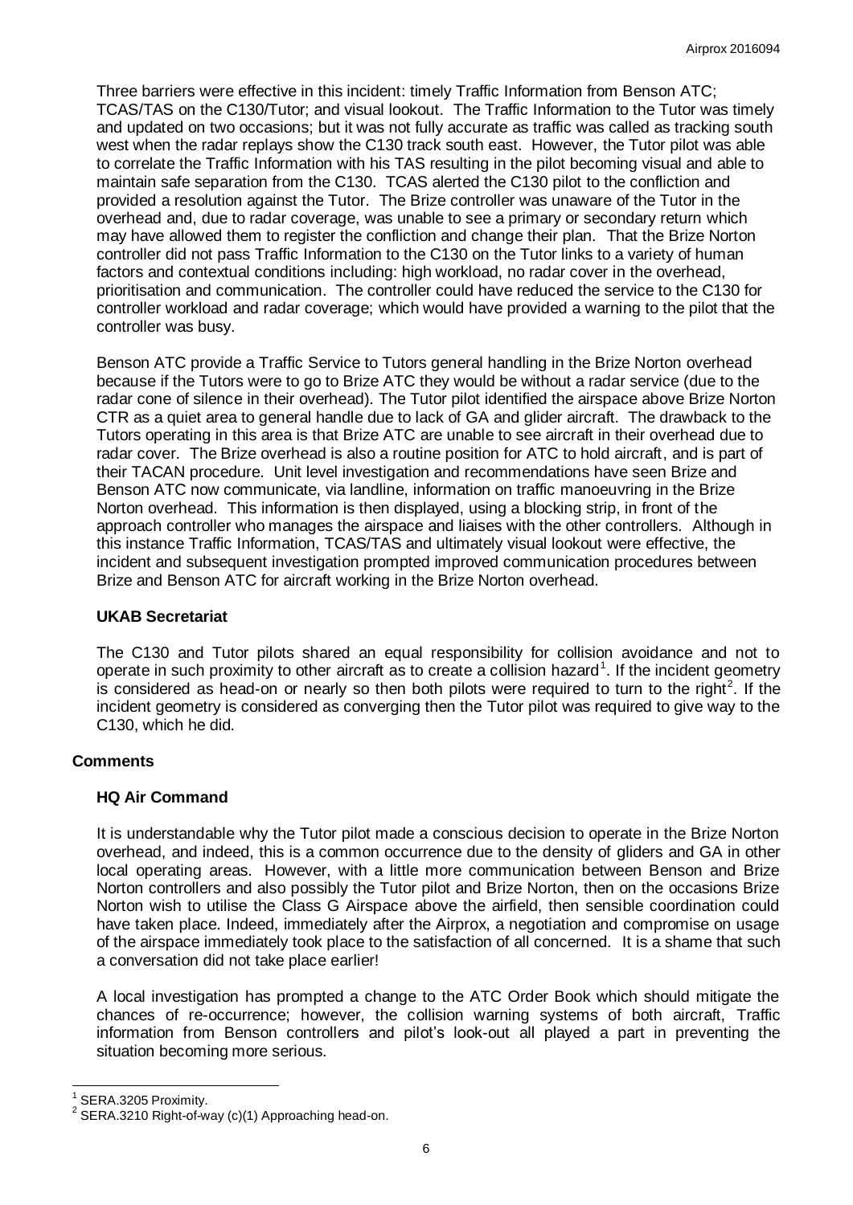Three barriers were effective in this incident: timely Traffic Information from Benson ATC; TCAS/TAS on the C130/Tutor; and visual lookout. The Traffic Information to the Tutor was timely and updated on two occasions; but it was not fully accurate as traffic was called as tracking south west when the radar replays show the C130 track south east. However, the Tutor pilot was able to correlate the Traffic Information with his TAS resulting in the pilot becoming visual and able to maintain safe separation from the C130. TCAS alerted the C130 pilot to the confliction and provided a resolution against the Tutor. The Brize controller was unaware of the Tutor in the overhead and, due to radar coverage, was unable to see a primary or secondary return which may have allowed them to register the confliction and change their plan. That the Brize Norton controller did not pass Traffic Information to the C130 on the Tutor links to a variety of human factors and contextual conditions including: high workload, no radar cover in the overhead, prioritisation and communication. The controller could have reduced the service to the C130 for controller workload and radar coverage; which would have provided a warning to the pilot that the controller was busy.

Benson ATC provide a Traffic Service to Tutors general handling in the Brize Norton overhead because if the Tutors were to go to Brize ATC they would be without a radar service (due to the radar cone of silence in their overhead). The Tutor pilot identified the airspace above Brize Norton CTR as a quiet area to general handle due to lack of GA and glider aircraft. The drawback to the Tutors operating in this area is that Brize ATC are unable to see aircraft in their overhead due to radar cover. The Brize overhead is also a routine position for ATC to hold aircraft, and is part of their TACAN procedure. Unit level investigation and recommendations have seen Brize and Benson ATC now communicate, via landline, information on traffic manoeuvring in the Brize Norton overhead. This information is then displayed, using a blocking strip, in front of the approach controller who manages the airspace and liaises with the other controllers. Although in this instance Traffic Information, TCAS/TAS and ultimately visual lookout were effective, the incident and subsequent investigation prompted improved communication procedures between Brize and Benson ATC for aircraft working in the Brize Norton overhead.

### UKAB Secretariat

The C130 and Tutor pilots shared an equal responsibility for collision avoidance and not to operate in such proximity to other aircraft as to create a collision hazard[1]. If the incident geometry is considered as head-on or nearly so then both pilots were required to turn to the right[2]. If the incident geometry is considered as converging then the Tutor pilot was required to give way to the C130, which he did.

## Comments

### HQ Air Command

It is understandable why the Tutor pilot made a conscious decision to operate in the Brize Norton overhead, and indeed, this is a common occurrence due to the density of gliders and GA in other local operating areas. However, with a little more communication between Benson and Brize Norton controllers and also possibly the Tutor pilot and Brize Norton, then on the occasions Brize Norton wish to utilise the Class G Airspace above the airfield, then sensible coordination could have taken place. Indeed, immediately after the Airprox, a negotiation and compromise on usage of the airspace immediately took place to the satisfaction of all concerned. It is a shame that such a conversation did not take place earlier!

A local investigation has prompted a change to the ATC Order Book which should mitigate the chances of re-occurrence; however, the collision warning systems of both aircraft, Traffic information from Benson controllers and pilot's look-out all played a part in preventing the situation becoming more serious.

---

[1] SERA.3205 Proximity.

[2] SERA.3210 Right-of-way (c)(1) Approaching head-on.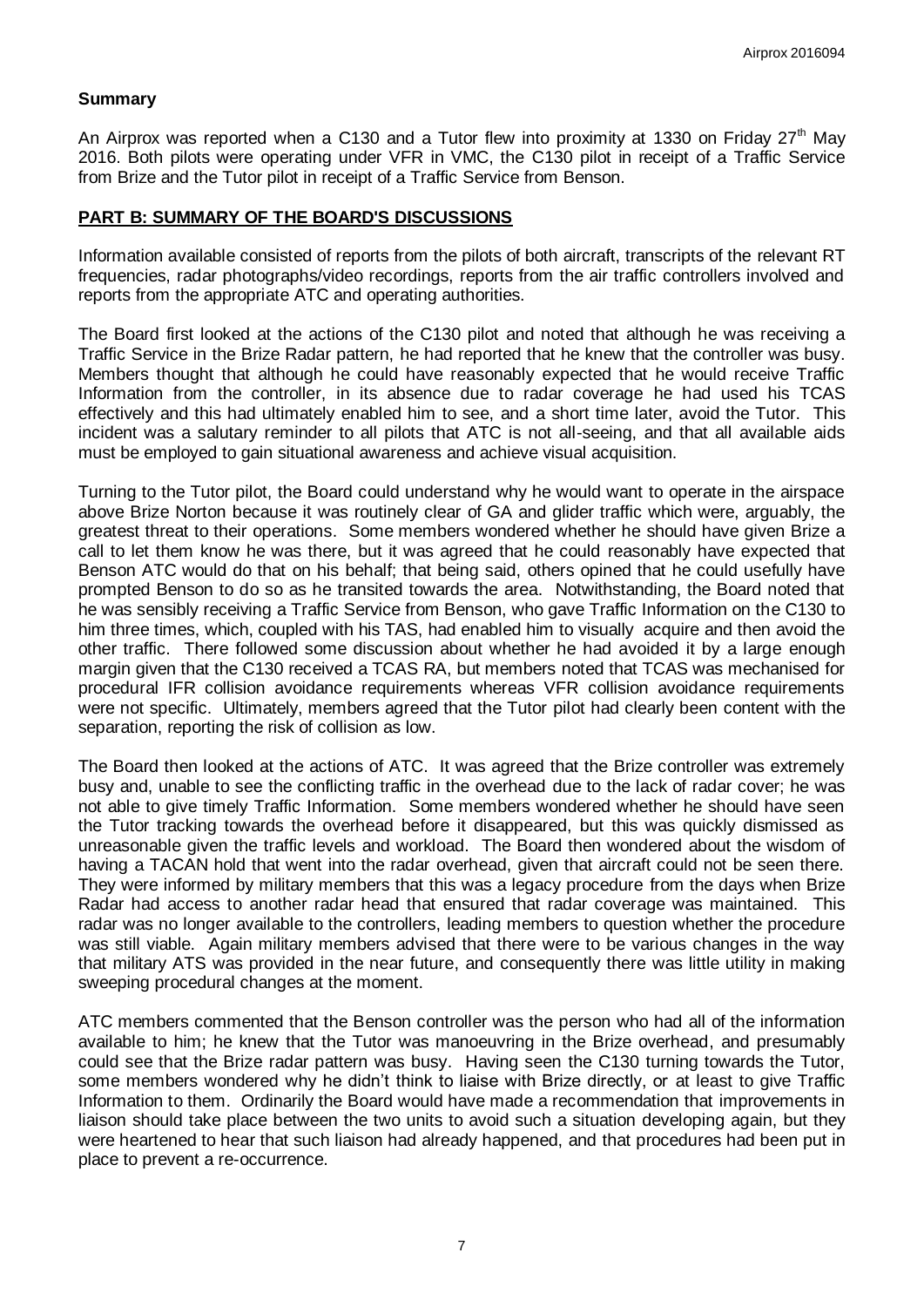## Summary

An Airprox was reported when a C130 and a Tutor flew into proximity at 1330 on Friday 27th May 2016. Both pilots were operating under VFR in VMC, the C130 pilot in receipt of a Traffic Service from Brize and the Tutor pilot in receipt of a Traffic Service from Benson.

## PART B: SUMMARY OF THE BOARD'S DISCUSSIONS

Information available consisted of reports from the pilots of both aircraft, transcripts of the relevant RT frequencies, radar photographs/video recordings, reports from the air traffic controllers involved and reports from the appropriate ATC and operating authorities.

The Board first looked at the actions of the C130 pilot and noted that although he was receiving a Traffic Service in the Brize Radar pattern, he had reported that he knew that the controller was busy. Members thought that although he could have reasonably expected that he would receive Traffic Information from the controller, in its absence due to radar coverage he had used his TCAS effectively and this had ultimately enabled him to see, and a short time later, avoid the Tutor. This incident was a salutary reminder to all pilots that ATC is not all-seeing, and that all available aids must be employed to gain situational awareness and achieve visual acquisition.

Turning to the Tutor pilot, the Board could understand why he would want to operate in the airspace above Brize Norton because it was routinely clear of GA and glider traffic which were, arguably, the greatest threat to their operations. Some members wondered whether he should have given Brize a call to let them know he was there, but it was agreed that he could reasonably have expected that Benson ATC would do that on his behalf; that being said, others opined that he could usefully have prompted Benson to do so as he transited towards the area. Notwithstanding, the Board noted that he was sensibly receiving a Traffic Service from Benson, who gave Traffic Information on the C130 to him three times, which, coupled with his TAS, had enabled him to visually acquire and then avoid the other traffic. There followed some discussion about whether he had avoided it by a large enough margin given that the C130 received a TCAS RA, but members noted that TCAS was mechanised for procedural IFR collision avoidance requirements whereas VFR collision avoidance requirements were not specific. Ultimately, members agreed that the Tutor pilot had clearly been content with the separation, reporting the risk of collision as low.

The Board then looked at the actions of ATC. It was agreed that the Brize controller was extremely busy and, unable to see the conflicting traffic in the overhead due to the lack of radar cover; he was not able to give timely Traffic Information. Some members wondered whether he should have seen the Tutor tracking towards the overhead before it disappeared, but this was quickly dismissed as unreasonable given the traffic levels and workload. The Board then wondered about the wisdom of having a TACAN hold that went into the radar overhead, given that aircraft could not be seen there. They were informed by military members that this was a legacy procedure from the days when Brize Radar had access to another radar head that ensured that radar coverage was maintained. This radar was no longer available to the controllers, leading members to question whether the procedure was still viable. Again military members advised that there were to be various changes in the way that military ATS was provided in the near future, and consequently there was little utility in making sweeping procedural changes at the moment.

ATC members commented that the Benson controller was the person who had all of the information available to him; he knew that the Tutor was manoeuvring in the Brize overhead, and presumably could see that the Brize radar pattern was busy. Having seen the C130 turning towards the Tutor, some members wondered why he didn't think to liaise with Brize directly, or at least to give Traffic Information to them. Ordinarily the Board would have made a recommendation that improvements in liaison should take place between the two units to avoid such a situation developing again, but they were heartened to hear that such liaison had already happened, and that procedures had been put in place to prevent a re-occurrence.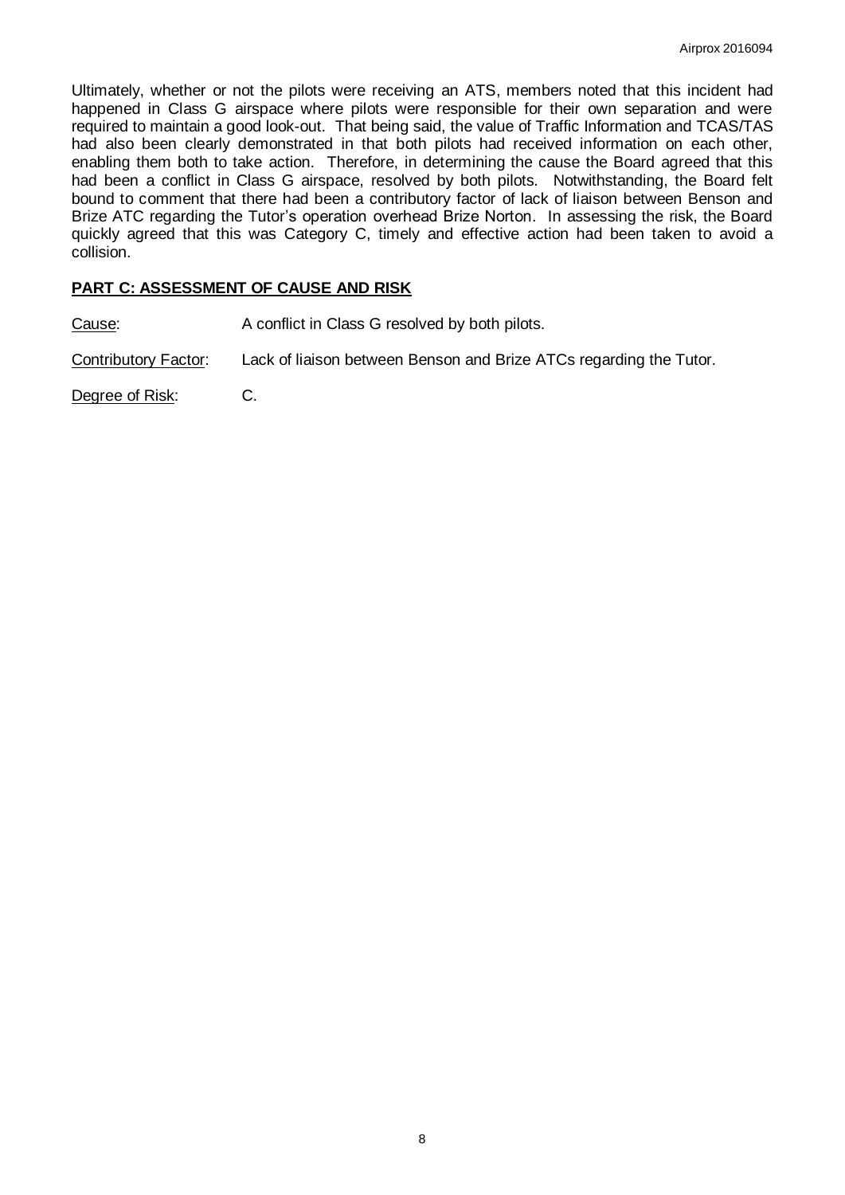Ultimately, whether or not the pilots were receiving an ATS, members noted that this incident had happened in Class G airspace where pilots were responsible for their own separation and were required to maintain a good look-out. That being said, the value of Traffic Information and TCAS/TAS had also been clearly demonstrated in that both pilots had received information on each other, enabling them both to take action. Therefore, in determining the cause the Board agreed that this had been a conflict in Class G airspace, resolved by both pilots. Notwithstanding, the Board felt bound to comment that there had been a contributory factor of lack of liaison between Benson and Brize ATC regarding the Tutor's operation overhead Brize Norton. In assessing the risk, the Board quickly agreed that this was Category C, timely and effective action had been taken to avoid a collision.

## PART C: ASSESSMENT OF CAUSE AND RISK

Cause: A conflict in Class G resolved by both pilots.

Contributory Factor: Lack of liaison between Benson and Brize ATCs regarding the Tutor.

Degree of Risk: C.